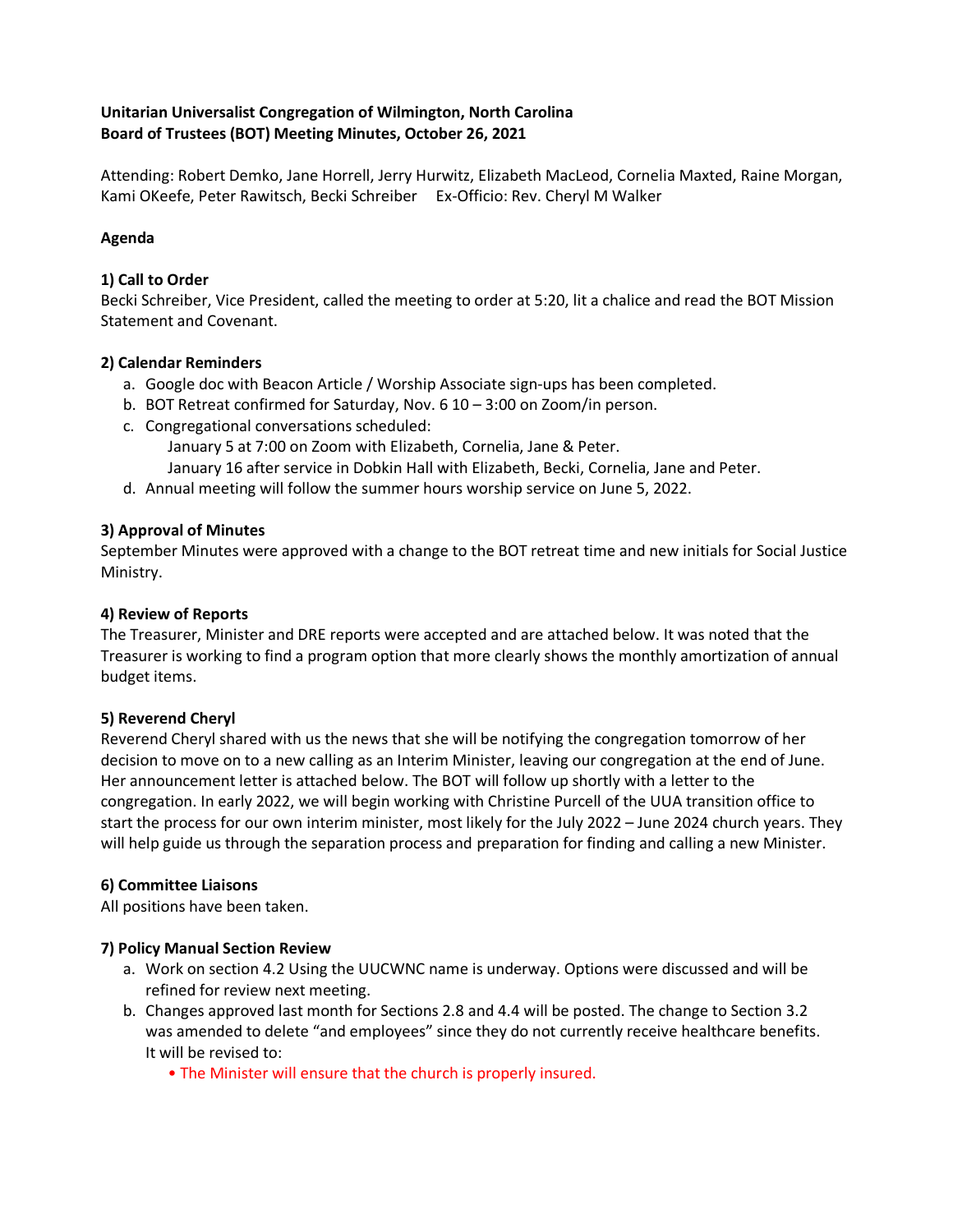**Unitarian Universalist Congregation of Wilmington, North Carolina**
**Board of Trustees (BOT) Meeting Minutes, October 26, 2021**

Attending: Robert Demko, Jane Horrell, Jerry Hurwitz, Elizabeth MacLeod, Cornelia Maxted, Raine Morgan, Kami OKeefe, Peter Rawitsch, Becki Schreiber     Ex-Officio: Rev. Cheryl M Walker

**Agenda**

**1) Call to Order**

Becki Schreiber, Vice President, called the meeting to order at 5:20, lit a chalice and read the BOT Mission Statement and Covenant.

**2) Calendar Reminders**

a. Google doc with Beacon Article / Worship Associate sign-ups has been completed.
b. BOT Retreat confirmed for Saturday, Nov. 6 10 – 3:00 on Zoom/in person.
c. Congregational conversations scheduled:
   January 5 at 7:00 on Zoom with Elizabeth, Cornelia, Jane & Peter.
   January 16 after service in Dobkin Hall with Elizabeth, Becki, Cornelia, Jane and Peter.
d. Annual meeting will follow the summer hours worship service on June 5, 2022.

**3) Approval of Minutes**

September Minutes were approved with a change to the BOT retreat time and new initials for Social Justice Ministry.

**4) Review of Reports**

The Treasurer, Minister and DRE reports were accepted and are attached below. It was noted that the Treasurer is working to find a program option that more clearly shows the monthly amortization of annual budget items.

**5) Reverend Cheryl**

Reverend Cheryl shared with us the news that she will be notifying the congregation tomorrow of her decision to move on to a new calling as an Interim Minister, leaving our congregation at the end of June. Her announcement letter is attached below. The BOT will follow up shortly with a letter to the congregation. In early 2022, we will begin working with Christine Purcell of the UUA transition office to start the process for our own interim minister, most likely for the July 2022 – June 2024 church years. They will help guide us through the separation process and preparation for finding and calling a new Minister.

**6) Committee Liaisons**

All positions have been taken.

**7) Policy Manual Section Review**

a. Work on section 4.2 Using the UUCWNC name is underway. Options were discussed and will be refined for review next meeting.
b. Changes approved last month for Sections 2.8 and 4.4 will be posted. The change to Section 3.2 was amended to delete "and employees" since they do not currently receive healthcare benefits. It will be revised to:
   - The Minister will ensure that the church is properly insured.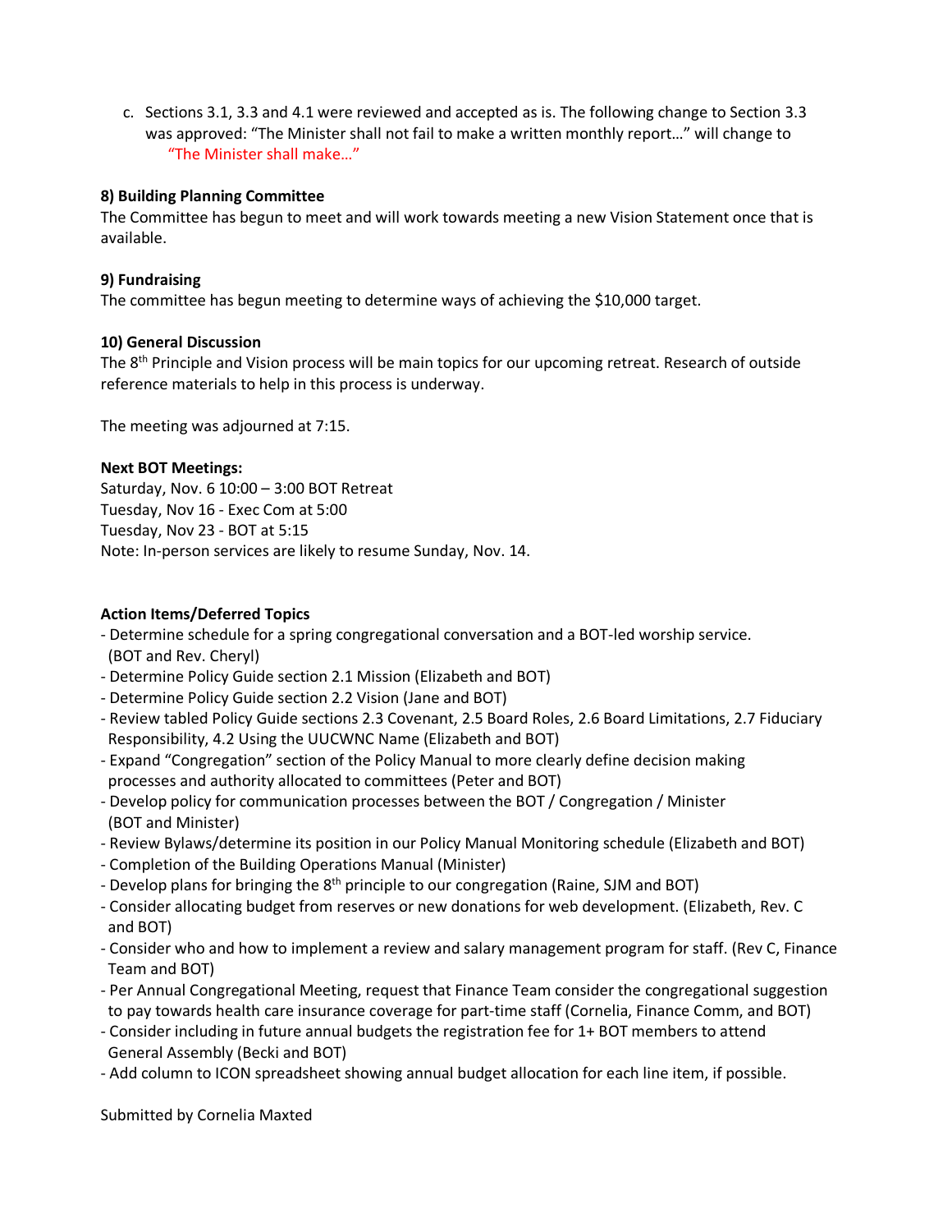c. Sections 3.1, 3.3 and 4.1 were reviewed and accepted as is. The following change to Section 3.3 was approved: "The Minister shall not fail to make a written monthly report…" will change to "The Minister shall make…"

**8) Building Planning Committee**

The Committee has begun to meet and will work towards meeting a new Vision Statement once that is available.

**9) Fundraising**

The committee has begun meeting to determine ways of achieving the $10,000 target.

**10) General Discussion**

The 8th Principle and Vision process will be main topics for our upcoming retreat. Research of outside reference materials to help in this process is underway.

The meeting was adjourned at 7:15.

**Next BOT Meetings:**

Saturday, Nov. 6 10:00 – 3:00 BOT Retreat
Tuesday, Nov 16 - Exec Com at 5:00
Tuesday, Nov 23 - BOT at 5:15
Note: In-person services are likely to resume Sunday, Nov. 14.

**Action Items/Deferred Topics**

- Determine schedule for a spring congregational conversation and a BOT-led worship service. (BOT and Rev. Cheryl)
- Determine Policy Guide section 2.1 Mission (Elizabeth and BOT)
- Determine Policy Guide section 2.2 Vision (Jane and BOT)
- Review tabled Policy Guide sections 2.3 Covenant, 2.5 Board Roles, 2.6 Board Limitations, 2.7 Fiduciary Responsibility, 4.2 Using the UUCWNC Name (Elizabeth and BOT)
- Expand "Congregation" section of the Policy Manual to more clearly define decision making processes and authority allocated to committees (Peter and BOT)
- Develop policy for communication processes between the BOT / Congregation / Minister (BOT and Minister)
- Review Bylaws/determine its position in our Policy Manual Monitoring schedule (Elizabeth and BOT)
- Completion of the Building Operations Manual (Minister)
- Develop plans for bringing the 8th principle to our congregation (Raine, SJM and BOT)
- Consider allocating budget from reserves or new donations for web development. (Elizabeth, Rev. C and BOT)
- Consider who and how to implement a review and salary management program for staff. (Rev C, Finance Team and BOT)
- Per Annual Congregational Meeting, request that Finance Team consider the congregational suggestion to pay towards health care insurance coverage for part-time staff (Cornelia, Finance Comm, and BOT)
- Consider including in future annual budgets the registration fee for 1+ BOT members to attend General Assembly (Becki and BOT)
- Add column to ICON spreadsheet showing annual budget allocation for each line item, if possible.

Submitted by Cornelia Maxted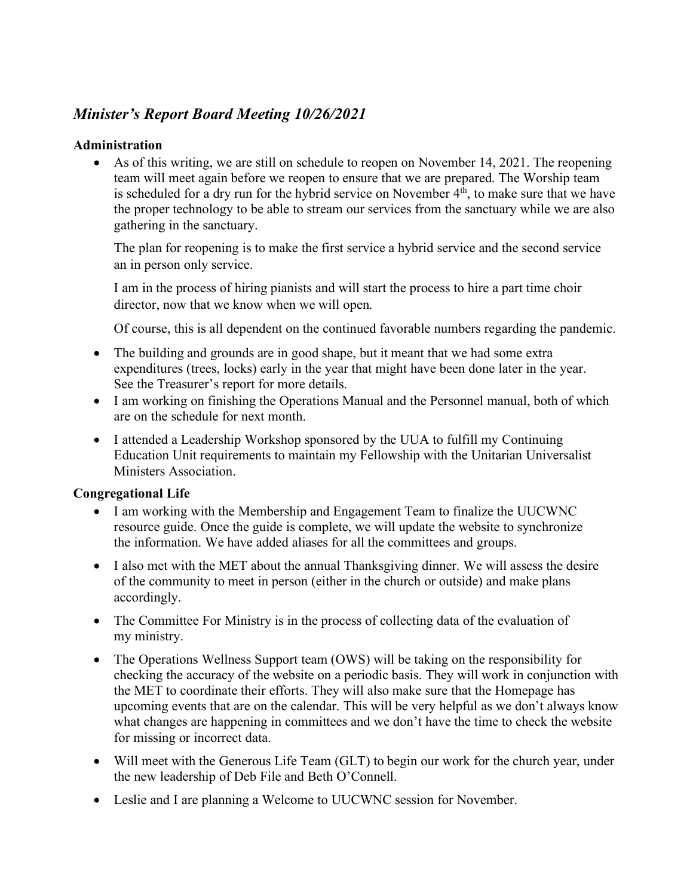## *Minister's Report Board Meeting 10/26/2021*

**Administration**

- As of this writing, we are still on schedule to reopen on November 14, 2021. The reopening team will meet again before we reopen to ensure that we are prepared. The Worship team is scheduled for a dry run for the hybrid service on November 4th, to make sure that we have the proper technology to be able to stream our services from the sanctuary while we are also gathering in the sanctuary.

  The plan for reopening is to make the first service a hybrid service and the second service an in person only service.

  I am in the process of hiring pianists and will start the process to hire a part time choir director, now that we know when we will open.

  Of course, this is all dependent on the continued favorable numbers regarding the pandemic.

- The building and grounds are in good shape, but it meant that we had some extra expenditures (trees, locks) early in the year that might have been done later in the year. See the Treasurer's report for more details.
- I am working on finishing the Operations Manual and the Personnel manual, both of which are on the schedule for next month.
- I attended a Leadership Workshop sponsored by the UUA to fulfill my Continuing Education Unit requirements to maintain my Fellowship with the Unitarian Universalist Ministers Association.

**Congregational Life**

- I am working with the Membership and Engagement Team to finalize the UUCWNC resource guide. Once the guide is complete, we will update the website to synchronize the information. We have added aliases for all the committees and groups.
- I also met with the MET about the annual Thanksgiving dinner. We will assess the desire of the community to meet in person (either in the church or outside) and make plans accordingly.
- The Committee For Ministry is in the process of collecting data of the evaluation of my ministry.
- The Operations Wellness Support team (OWS) will be taking on the responsibility for checking the accuracy of the website on a periodic basis. They will work in conjunction with the MET to coordinate their efforts. They will also make sure that the Homepage has upcoming events that are on the calendar. This will be very helpful as we don't always know what changes are happening in committees and we don't have the time to check the website for missing or incorrect data.
- Will meet with the Generous Life Team (GLT) to begin our work for the church year, under the new leadership of Deb File and Beth O'Connell.
- Leslie and I are planning a Welcome to UUCWNC session for November.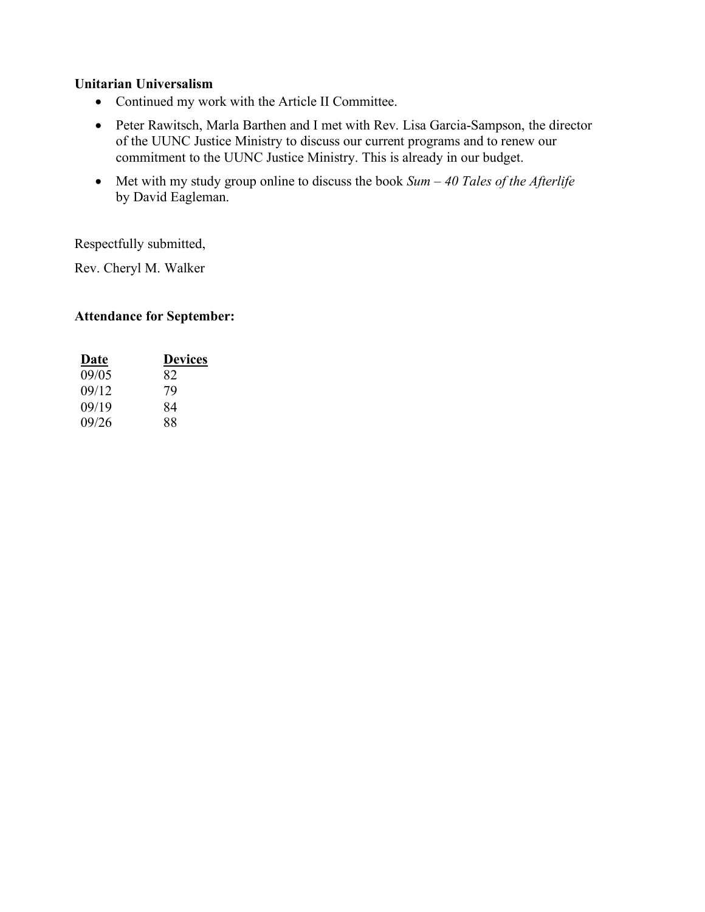**Unitarian Universalism**

- Continued my work with the Article II Committee.
- Peter Rawitsch, Marla Barthen and I met with Rev. Lisa Garcia-Sampson, the director of the UUNC Justice Ministry to discuss our current programs and to renew our commitment to the UUNC Justice Ministry. This is already in our budget.
- Met with my study group online to discuss the book *Sum – 40 Tales of the Afterlife* by David Eagleman.

Respectfully submitted,

Rev. Cheryl M. Walker

**Attendance for September:**

| Date | Devices |
|---|---|
| 09/05 | 82 |
| 09/12 | 79 |
| 09/19 | 84 |
| 09/26 | 88 |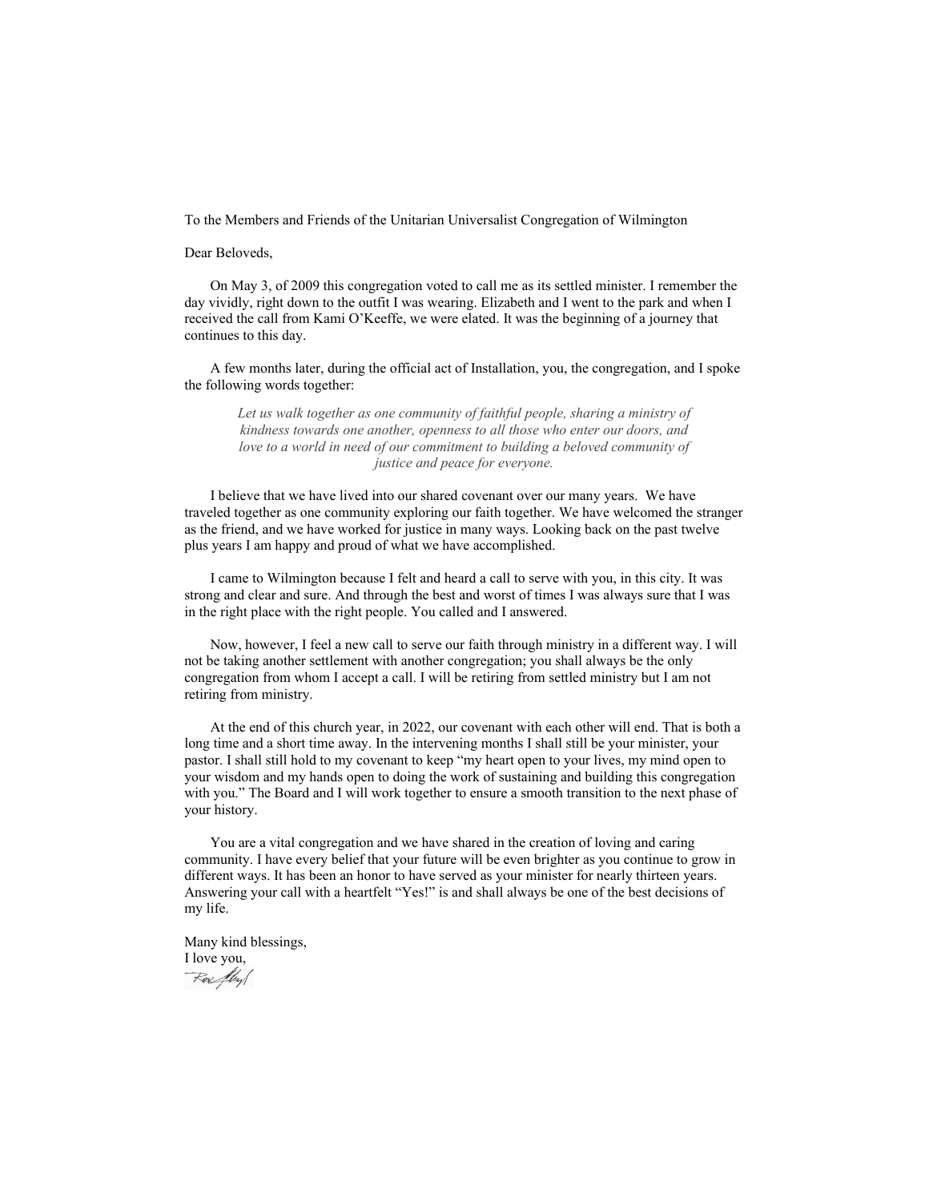To the Members and Friends of the Unitarian Universalist Congregation of Wilmington

Dear Beloveds,

On May 3, of 2009 this congregation voted to call me as its settled minister. I remember the day vividly, right down to the outfit I was wearing. Elizabeth and I went to the park and when I received the call from Kami O'Keeffe, we were elated. It was the beginning of a journey that continues to this day.

A few months later, during the official act of Installation, you, the congregation, and I spoke the following words together:

> *Let us walk together as one community of faithful people, sharing a ministry of kindness towards one another, openness to all those who enter our doors, and love to a world in need of our commitment to building a beloved community of justice and peace for everyone.*

I believe that we have lived into our shared covenant over our many years. We have traveled together as one community exploring our faith together. We have welcomed the stranger as the friend, and we have worked for justice in many ways. Looking back on the past twelve plus years I am happy and proud of what we have accomplished.

I came to Wilmington because I felt and heard a call to serve with you, in this city. It was strong and clear and sure. And through the best and worst of times I was always sure that I was in the right place with the right people. You called and I answered.

Now, however, I feel a new call to serve our faith through ministry in a different way. I will not be taking another settlement with another congregation; you shall always be the only congregation from whom I accept a call. I will be retiring from settled ministry but I am not retiring from ministry.

At the end of this church year, in 2022, our covenant with each other will end. That is both a long time and a short time away. In the intervening months I shall still be your minister, your pastor. I shall still hold to my covenant to keep "my heart open to your lives, my mind open to your wisdom and my hands open to doing the work of sustaining and building this congregation with you." The Board and I will work together to ensure a smooth transition to the next phase of your history.

You are a vital congregation and we have shared in the creation of loving and caring community. I have every belief that your future will be even brighter as you continue to grow in different ways. It has been an honor to have served as your minister for nearly thirteen years. Answering your call with a heartfelt "Yes!" is and shall always be one of the best decisions of my life.

Many kind blessings,
I love you,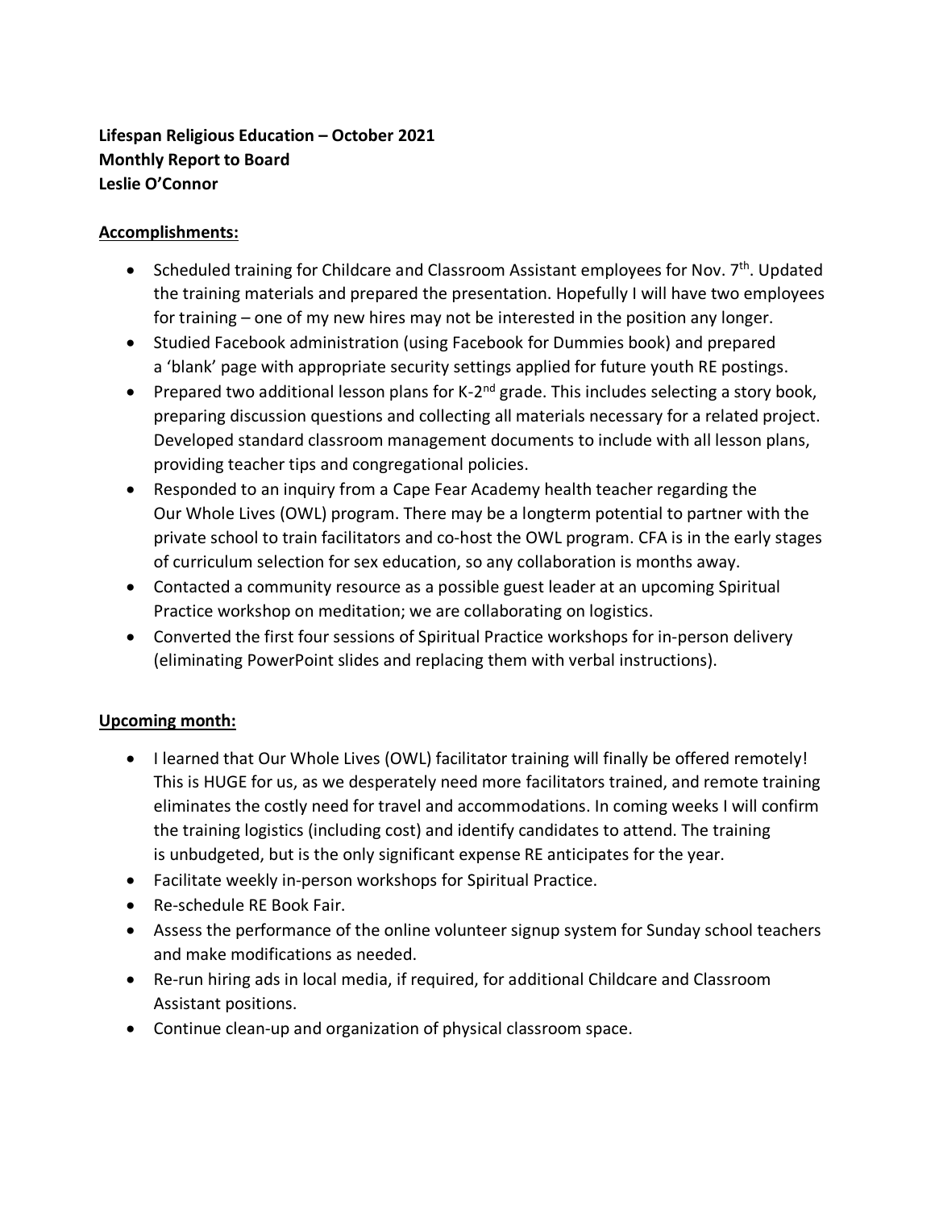**Lifespan Religious Education – October 2021**
**Monthly Report to Board**
**Leslie O'Connor**

**Accomplishments:**

- Scheduled training for Childcare and Classroom Assistant employees for Nov. 7th. Updated the training materials and prepared the presentation. Hopefully I will have two employees for training – one of my new hires may not be interested in the position any longer.
- Studied Facebook administration (using Facebook for Dummies book) and prepared a 'blank' page with appropriate security settings applied for future youth RE postings.
- Prepared two additional lesson plans for K-2nd grade. This includes selecting a story book, preparing discussion questions and collecting all materials necessary for a related project. Developed standard classroom management documents to include with all lesson plans, providing teacher tips and congregational policies.
- Responded to an inquiry from a Cape Fear Academy health teacher regarding the Our Whole Lives (OWL) program. There may be a longterm potential to partner with the private school to train facilitators and co-host the OWL program. CFA is in the early stages of curriculum selection for sex education, so any collaboration is months away.
- Contacted a community resource as a possible guest leader at an upcoming Spiritual Practice workshop on meditation; we are collaborating on logistics.
- Converted the first four sessions of Spiritual Practice workshops for in-person delivery (eliminating PowerPoint slides and replacing them with verbal instructions).

**Upcoming month:**

- I learned that Our Whole Lives (OWL) facilitator training will finally be offered remotely! This is HUGE for us, as we desperately need more facilitators trained, and remote training eliminates the costly need for travel and accommodations. In coming weeks I will confirm the training logistics (including cost) and identify candidates to attend. The training is unbudgeted, but is the only significant expense RE anticipates for the year.
- Facilitate weekly in-person workshops for Spiritual Practice.
- Re-schedule RE Book Fair.
- Assess the performance of the online volunteer signup system for Sunday school teachers and make modifications as needed.
- Re-run hiring ads in local media, if required, for additional Childcare and Classroom Assistant positions.
- Continue clean-up and organization of physical classroom space.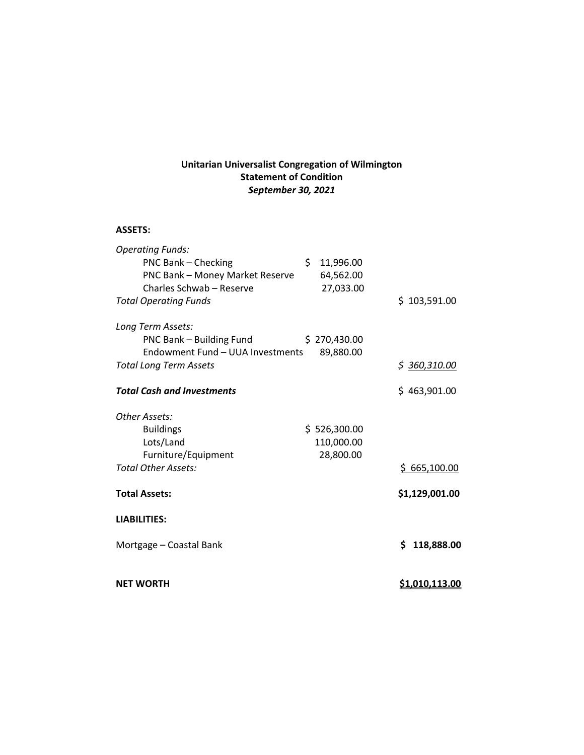**Unitarian Universalist Congregation of Wilmington**
**Statement of Condition**
***September 30, 2021***

**ASSETS:**

| | | |
|---|---|---|
| *Operating Funds:* | | |
| PNC Bank – Checking | $ 11,996.00 | |
| PNC Bank – Money Market Reserve | 64,562.00 | |
| Charles Schwab – Reserve | 27,033.00 | |
| *Total Operating Funds* | | $ 103,591.00 |
| *Long Term Assets:* | | |
| PNC Bank – Building Fund | $ 270,430.00 | |
| Endowment Fund – UUA Investments | 89,880.00 | |
| *Total Long Term Assets* | | *$ 360,310.00* |
| ***Total Cash and Investments*** | | $ 463,901.00 |
| *Other Assets:* | | |
| Buildings | $ 526,300.00 | |
| Lots/Land | 110,000.00 | |
| Furniture/Equipment | 28,800.00 | |
| *Total Other Assets:* | | $ 665,100.00 |
| **Total Assets:** | | **$1,129,001.00** |

**LIABILITIES:**

| | |
|---|---|
| Mortgage – Coastal Bank | **$ 118,888.00** |
| **NET WORTH** | **$1,010,113.00** |